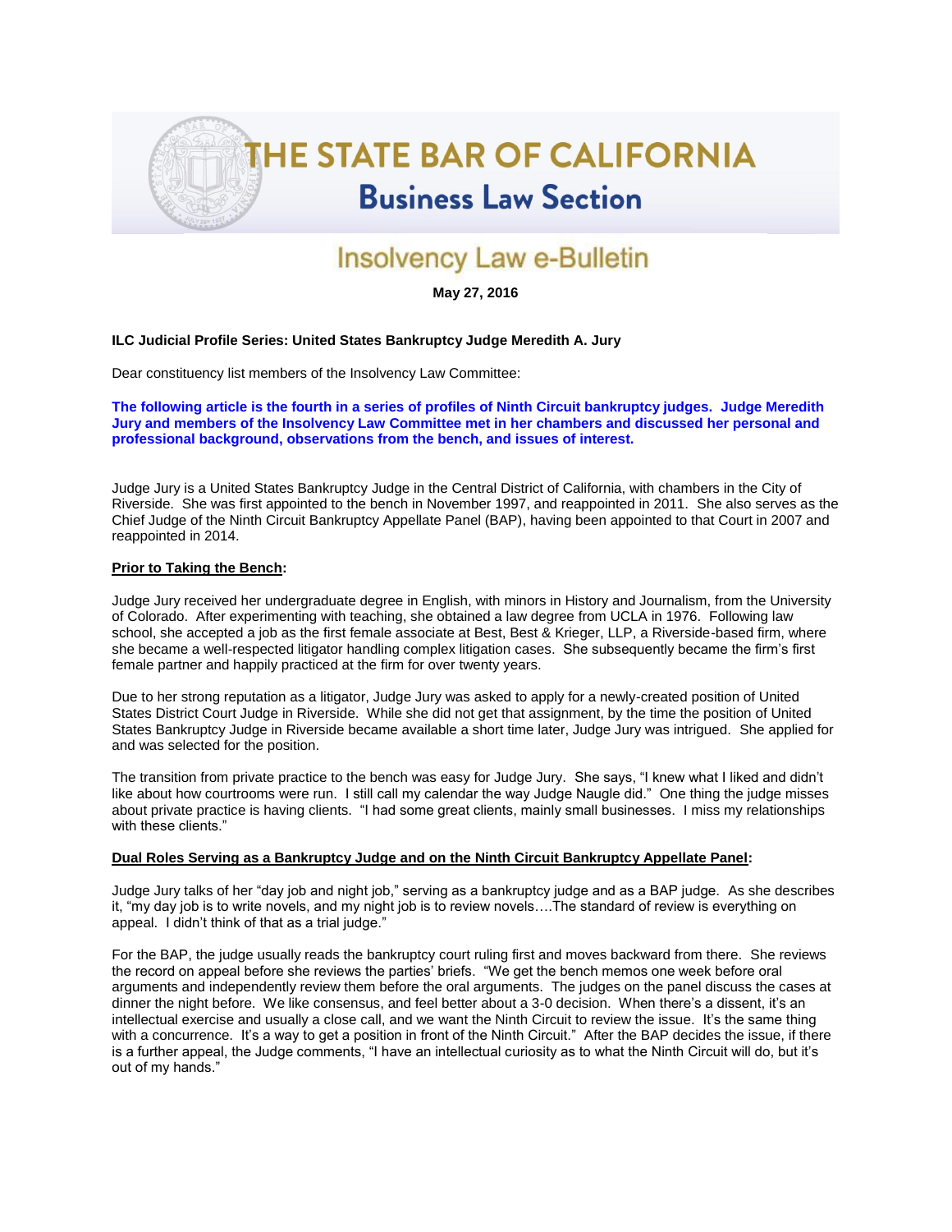# THE STATE BAR OF CALIFORNIA

## Business Law Section

## Insolvency Law e-Bulletin

**May 27, 2016**

**ILC Judicial Profile Series: United States Bankruptcy Judge Meredith A. Jury**

Dear constituency list members of the Insolvency Law Committee:

**The following article is the fourth in a series of profiles of Ninth Circuit bankruptcy judges. Judge Meredith Jury and members of the Insolvency Law Committee met in her chambers and discussed her personal and professional background, observations from the bench, and issues of interest.**

Judge Jury is a United States Bankruptcy Judge in the Central District of California, with chambers in the City of Riverside. She was first appointed to the bench in November 1997, and reappointed in 2011. She also serves as the Chief Judge of the Ninth Circuit Bankruptcy Appellate Panel (BAP), having been appointed to that Court in 2007 and reappointed in 2014.

**Prior to Taking the Bench:**

Judge Jury received her undergraduate degree in English, with minors in History and Journalism, from the University of Colorado. After experimenting with teaching, she obtained a law degree from UCLA in 1976. Following law school, she accepted a job as the first female associate at Best, Best & Krieger, LLP, a Riverside-based firm, where she became a well-respected litigator handling complex litigation cases. She subsequently became the firm's first female partner and happily practiced at the firm for over twenty years.

Due to her strong reputation as a litigator, Judge Jury was asked to apply for a newly-created position of United States District Court Judge in Riverside. While she did not get that assignment, by the time the position of United States Bankruptcy Judge in Riverside became available a short time later, Judge Jury was intrigued. She applied for and was selected for the position.

The transition from private practice to the bench was easy for Judge Jury. She says, "I knew what I liked and didn't like about how courtrooms were run. I still call my calendar the way Judge Naugle did." One thing the judge misses about private practice is having clients. "I had some great clients, mainly small businesses. I miss my relationships with these clients."

**Dual Roles Serving as a Bankruptcy Judge and on the Ninth Circuit Bankruptcy Appellate Panel:**

Judge Jury talks of her "day job and night job," serving as a bankruptcy judge and as a BAP judge. As she describes it, "my day job is to write novels, and my night job is to review novels….The standard of review is everything on appeal. I didn't think of that as a trial judge."

For the BAP, the judge usually reads the bankruptcy court ruling first and moves backward from there. She reviews the record on appeal before she reviews the parties' briefs. "We get the bench memos one week before oral arguments and independently review them before the oral arguments. The judges on the panel discuss the cases at dinner the night before. We like consensus, and feel better about a 3-0 decision. When there's a dissent, it's an intellectual exercise and usually a close call, and we want the Ninth Circuit to review the issue. It's the same thing with a concurrence. It's a way to get a position in front of the Ninth Circuit." After the BAP decides the issue, if there is a further appeal, the Judge comments, "I have an intellectual curiosity as to what the Ninth Circuit will do, but it's out of my hands."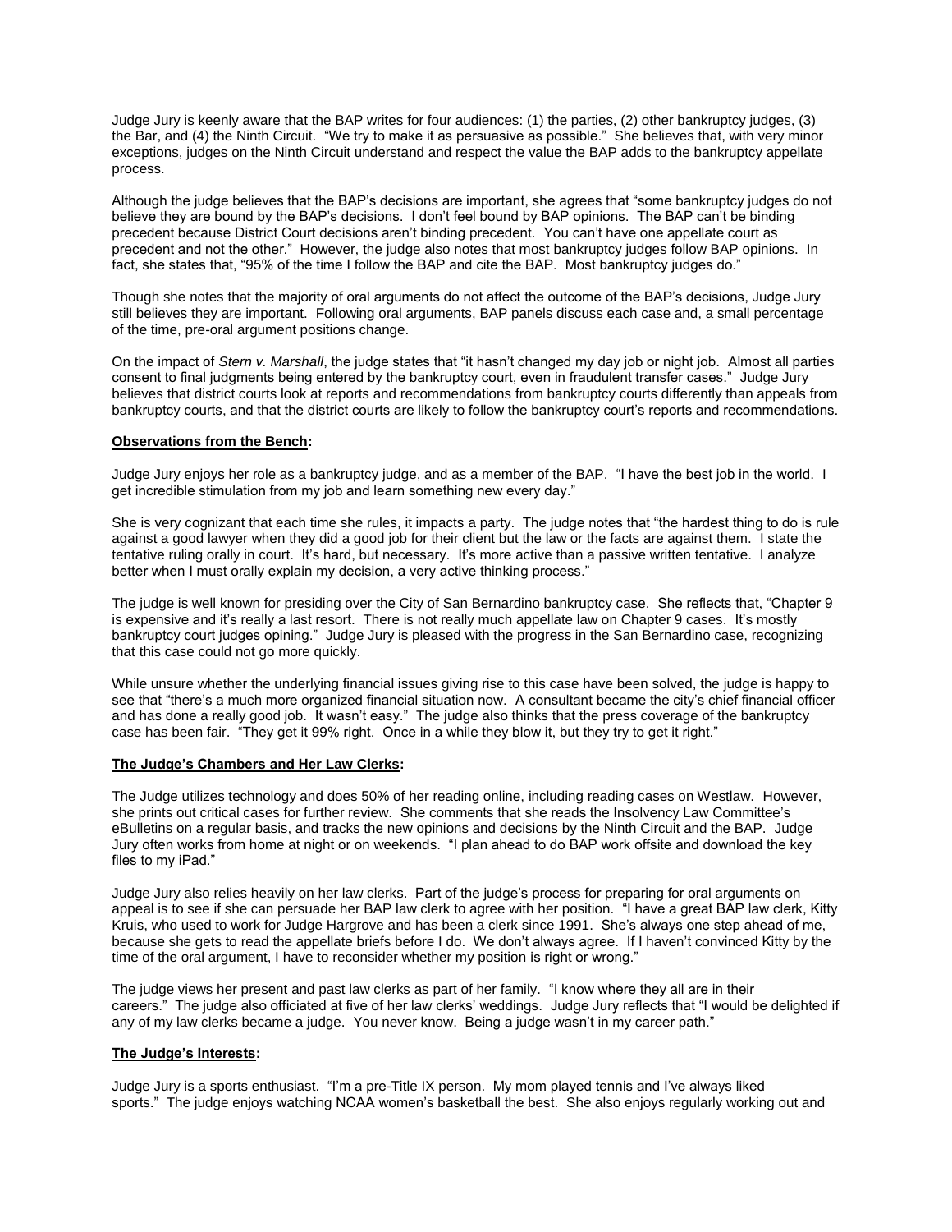Judge Jury is keenly aware that the BAP writes for four audiences: (1) the parties, (2) other bankruptcy judges, (3) the Bar, and (4) the Ninth Circuit. "We try to make it as persuasive as possible." She believes that, with very minor exceptions, judges on the Ninth Circuit understand and respect the value the BAP adds to the bankruptcy appellate process.

Although the judge believes that the BAP's decisions are important, she agrees that "some bankruptcy judges do not believe they are bound by the BAP's decisions. I don't feel bound by BAP opinions. The BAP can't be binding precedent because District Court decisions aren't binding precedent. You can't have one appellate court as precedent and not the other." However, the judge also notes that most bankruptcy judges follow BAP opinions. In fact, she states that, "95% of the time I follow the BAP and cite the BAP. Most bankruptcy judges do."

Though she notes that the majority of oral arguments do not affect the outcome of the BAP's decisions, Judge Jury still believes they are important. Following oral arguments, BAP panels discuss each case and, a small percentage of the time, pre-oral argument positions change.

On the impact of *Stern v. Marshall*, the judge states that "it hasn't changed my day job or night job. Almost all parties consent to final judgments being entered by the bankruptcy court, even in fraudulent transfer cases." Judge Jury believes that district courts look at reports and recommendations from bankruptcy courts differently than appeals from bankruptcy courts, and that the district courts are likely to follow the bankruptcy court's reports and recommendations.

**Observations from the Bench:**

Judge Jury enjoys her role as a bankruptcy judge, and as a member of the BAP. "I have the best job in the world. I get incredible stimulation from my job and learn something new every day."

She is very cognizant that each time she rules, it impacts a party. The judge notes that "the hardest thing to do is rule against a good lawyer when they did a good job for their client but the law or the facts are against them. I state the tentative ruling orally in court. It's hard, but necessary. It's more active than a passive written tentative. I analyze better when I must orally explain my decision, a very active thinking process."

The judge is well known for presiding over the City of San Bernardino bankruptcy case. She reflects that, "Chapter 9 is expensive and it's really a last resort. There is not really much appellate law on Chapter 9 cases. It's mostly bankruptcy court judges opining." Judge Jury is pleased with the progress in the San Bernardino case, recognizing that this case could not go more quickly.

While unsure whether the underlying financial issues giving rise to this case have been solved, the judge is happy to see that "there's a much more organized financial situation now. A consultant became the city's chief financial officer and has done a really good job. It wasn't easy." The judge also thinks that the press coverage of the bankruptcy case has been fair. "They get it 99% right. Once in a while they blow it, but they try to get it right."

**The Judge's Chambers and Her Law Clerks:**

The Judge utilizes technology and does 50% of her reading online, including reading cases on Westlaw. However, she prints out critical cases for further review. She comments that she reads the Insolvency Law Committee's eBulletins on a regular basis, and tracks the new opinions and decisions by the Ninth Circuit and the BAP. Judge Jury often works from home at night or on weekends. "I plan ahead to do BAP work offsite and download the key files to my iPad."

Judge Jury also relies heavily on her law clerks. Part of the judge's process for preparing for oral arguments on appeal is to see if she can persuade her BAP law clerk to agree with her position. "I have a great BAP law clerk, Kitty Kruis, who used to work for Judge Hargrove and has been a clerk since 1991. She's always one step ahead of me, because she gets to read the appellate briefs before I do. We don't always agree. If I haven't convinced Kitty by the time of the oral argument, I have to reconsider whether my position is right or wrong."

The judge views her present and past law clerks as part of her family. "I know where they all are in their careers." The judge also officiated at five of her law clerks' weddings. Judge Jury reflects that "I would be delighted if any of my law clerks became a judge. You never know. Being a judge wasn't in my career path."

**The Judge's Interests:**

Judge Jury is a sports enthusiast. "I'm a pre-Title IX person. My mom played tennis and I've always liked sports." The judge enjoys watching NCAA women's basketball the best. She also enjoys regularly working out and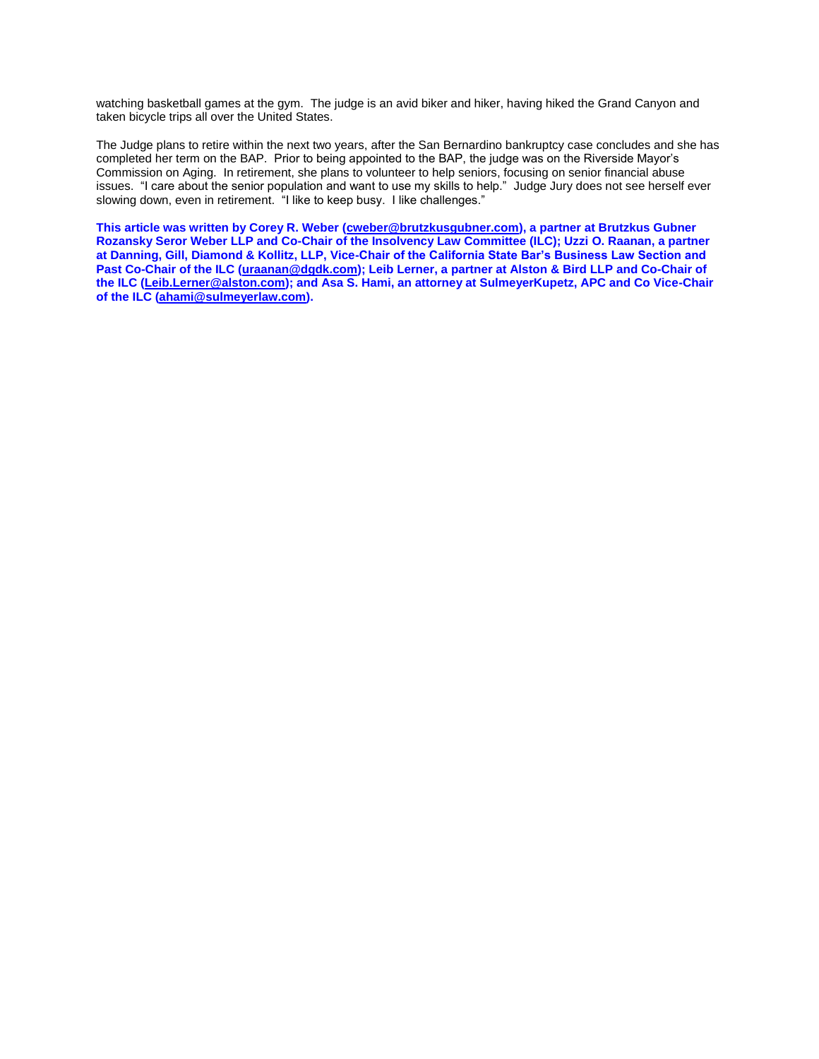watching basketball games at the gym. The judge is an avid biker and hiker, having hiked the Grand Canyon and taken bicycle trips all over the United States.

The Judge plans to retire within the next two years, after the San Bernardino bankruptcy case concludes and she has completed her term on the BAP. Prior to being appointed to the BAP, the judge was on the Riverside Mayor's Commission on Aging. In retirement, she plans to volunteer to help seniors, focusing on senior financial abuse issues. "I care about the senior population and want to use my skills to help." Judge Jury does not see herself ever slowing down, even in retirement. "I like to keep busy. I like challenges."

**This article was written by Corey R. Weber (cweber@brutzkusgubner.com), a partner at Brutzkus Gubner Rozansky Seror Weber LLP and Co-Chair of the Insolvency Law Committee (ILC); Uzzi O. Raanan, a partner at Danning, Gill, Diamond & Kollitz, LLP, Vice-Chair of the California State Bar's Business Law Section and Past Co-Chair of the ILC (uraanan@dgdk.com); Leib Lerner, a partner at Alston & Bird LLP and Co-Chair of the ILC (Leib.Lerner@alston.com); and Asa S. Hami, an attorney at SulmeyerKupetz, APC and Co Vice-Chair of the ILC (ahami@sulmeyerlaw.com).**